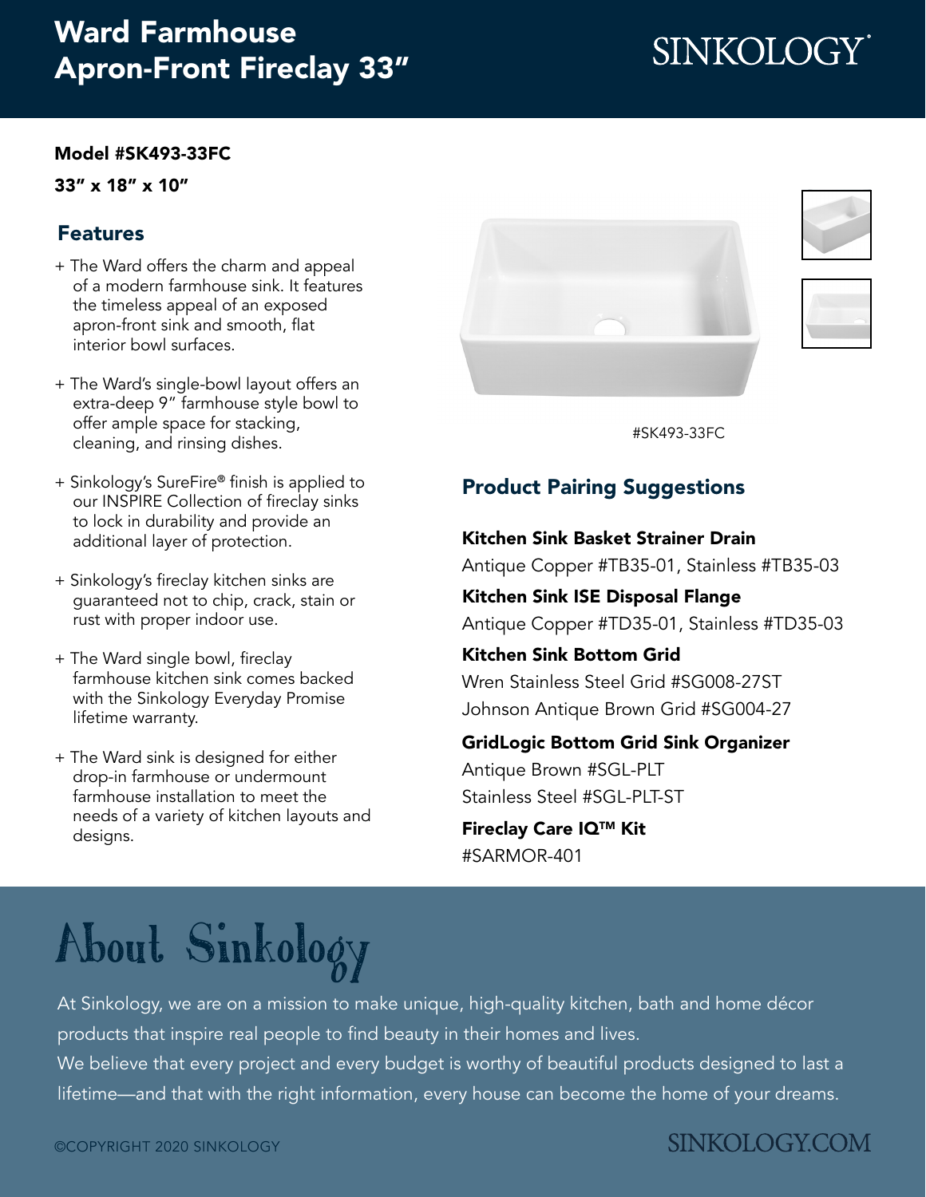# Ward Farmhouse Apron-Front Fireclay 33"

SINKOLOGY

**Model #SK493-33FC**

**33" x 18" x 10"**

## Features

+ The Ward offers the charm and appeal of a modern farmhouse sink. It features the timeless appeal of an exposed apron-front sink and smooth, flat interior bowl surfaces.

+ The Ward's single-bowl layout offers an extra-deep 9" farmhouse style bowl to offer ample space for stacking, cleaning, and rinsing dishes.

+ Sinkology's SureFire® finish is applied to our INSPIRE Collection of fireclay sinks to lock in durability and provide an additional layer of protection.

+ Sinkology's fireclay kitchen sinks are guaranteed not to chip, crack, stain or rust with proper indoor use.

+ The Ward single bowl, fireclay farmhouse kitchen sink comes backed with the Sinkology Everyday Promise lifetime warranty.

+ The Ward sink is designed for either drop-in farmhouse or undermount farmhouse installation to meet the needs of a variety of kitchen layouts and designs.

#SK493-33FC

## Product Pairing Suggestions

**Kitchen Sink Basket Strainer Drain**
Antique Copper #TB35-01, Stainless #TB35-03

**Kitchen Sink ISE Disposal Flange**
Antique Copper #TD35-01, Stainless #TD35-03

**Kitchen Sink Bottom Grid**
Wren Stainless Steel Grid #SG008-27ST
Johnson Antique Brown Grid #SG004-27

**GridLogic Bottom Grid Sink Organizer**
Antique Brown #SGL-PLT
Stainless Steel #SGL-PLT-ST

**Fireclay Care IQ™ Kit**
#SARMOR-401

# About Sinkology

At Sinkology, we are on a mission to make unique, high-quality kitchen, bath and home décor products that inspire real people to find beauty in their homes and lives.
We believe that every project and every budget is worthy of beautiful products designed to last a lifetime—and that with the right information, every house can become the home of your dreams.

©COPYRIGHT 2020 SINKOLOGY

SINKOLOGY.COM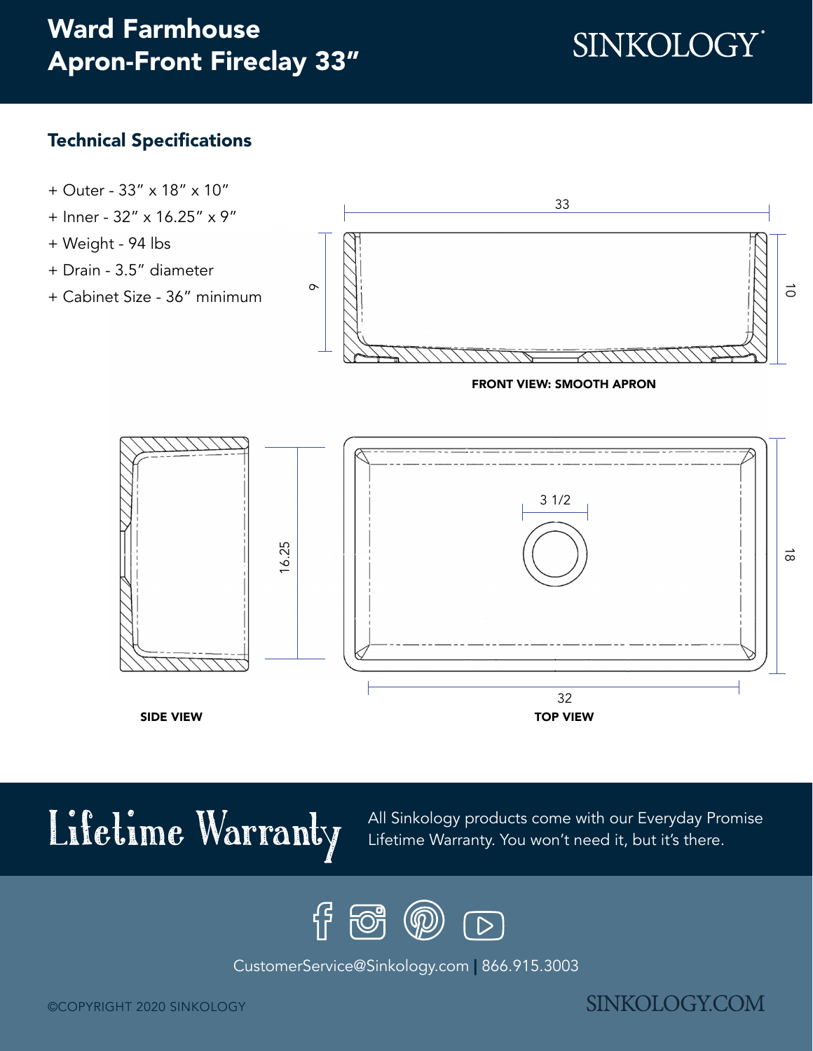# Ward Farmhouse Apron-Front Fireclay 33"

SINKOLOGY

## Technical Specifications

- Outer - 33" x 18" x 10"
- Inner - 32" x 16.25" x 9"
- Weight - 94 lbs
- Drain - 3.5" diameter
- Cabinet Size - 36" minimum

33

9

10

FRONT VIEW: SMOOTH APRON

16.25

SIDE VIEW

3 1/2

18

32

TOP VIEW

## Lifetime Warranty

All Sinkology products come with our Everyday Promise Lifetime Warranty. You won't need it, but it's there.

CustomerService@Sinkology.com | 866.915.3003

©COPYRIGHT 2020 SINKOLOGY

SINKOLOGY.COM